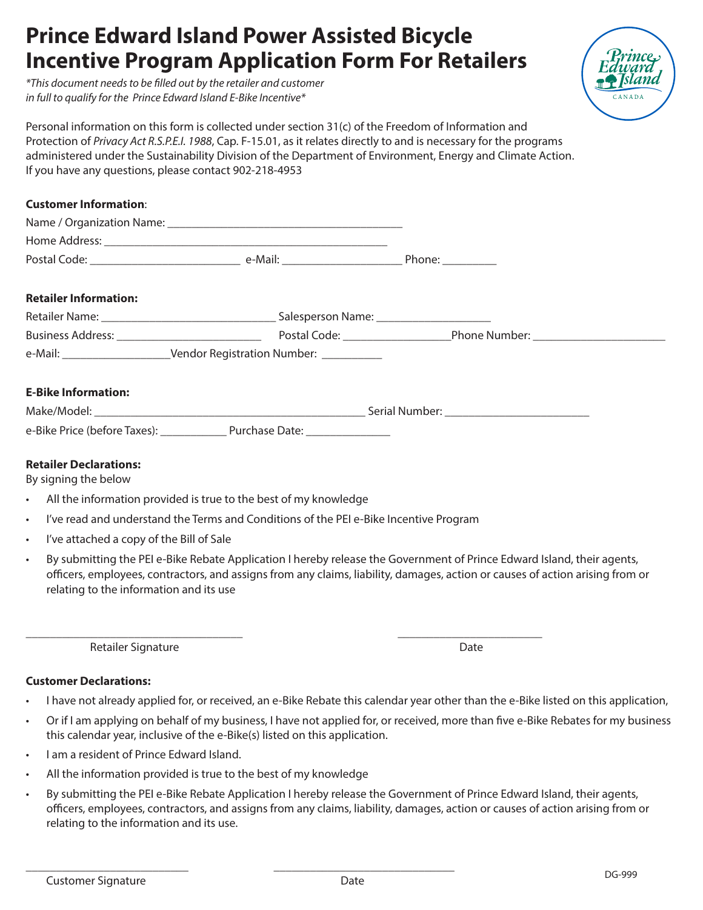# Prince Edward Island Power Assisted Bicycle Incentive Program Application Form For Retailers

*\*This document needs to be filled out by the retailer and customer in full to qualify for the Prince Edward Island E-Bike Incentive\**

Personal information on this form is collected under section 31(c) of the Freedom of Information and Protection of *Privacy Act R.S.P.E.I. 1988*, Cap. F-15.01, as it relates directly to and is necessary for the programs administered under the Sustainability Division of the Department of Environment, Energy and Climate Action. If you have any questions, please contact 902-218-4953

**Customer Information**:

Name / Organization Name: ________________________________________

Home Address: ________________________________________________

Postal Code: _________________________ e-Mail: ____________________ Phone: _________

**Retailer Information:**

Retailer Name: _____________________________ Salesperson Name: ___________________

Business Address: ________________________ Postal Code: _________________ Phone Number: ______________________

e-Mail: __________________ Vendor Registration Number: __________

**E-Bike Information:**

Make/Model: _____________________________________________ Serial Number: ________________________

e-Bike Price (before Taxes): ___________ Purchase Date: ______________

**Retailer Declarations:**

By signing the below

- All the information provided is true to the best of my knowledge
- I've read and understand the Terms and Conditions of the PEI e-Bike Incentive Program
- I've attached a copy of the Bill of Sale
- By submitting the PEI e-Bike Rebate Application I hereby release the Government of Prince Edward Island, their agents, officers, employees, contractors, and assigns from any claims, liability, damages, action or causes of action arising from or relating to the information and its use

____________________________________ Retailer Signature

________________________ Date

**Customer Declarations:**

- I have not already applied for, or received, an e-Bike Rebate this calendar year other than the e-Bike listed on this application,
- Or if I am applying on behalf of my business, I have not applied for, or received, more than five e-Bike Rebates for my business this calendar year, inclusive of the e-Bike(s) listed on this application.
- I am a resident of Prince Edward Island.
- All the information provided is true to the best of my knowledge
- By submitting the PEI e-Bike Rebate Application I hereby release the Government of Prince Edward Island, their agents, officers, employees, contractors, and assigns from any claims, liability, damages, action or causes of action arising from or relating to the information and its use.

___________________________ Customer Signature

______________________________ Date

DG-999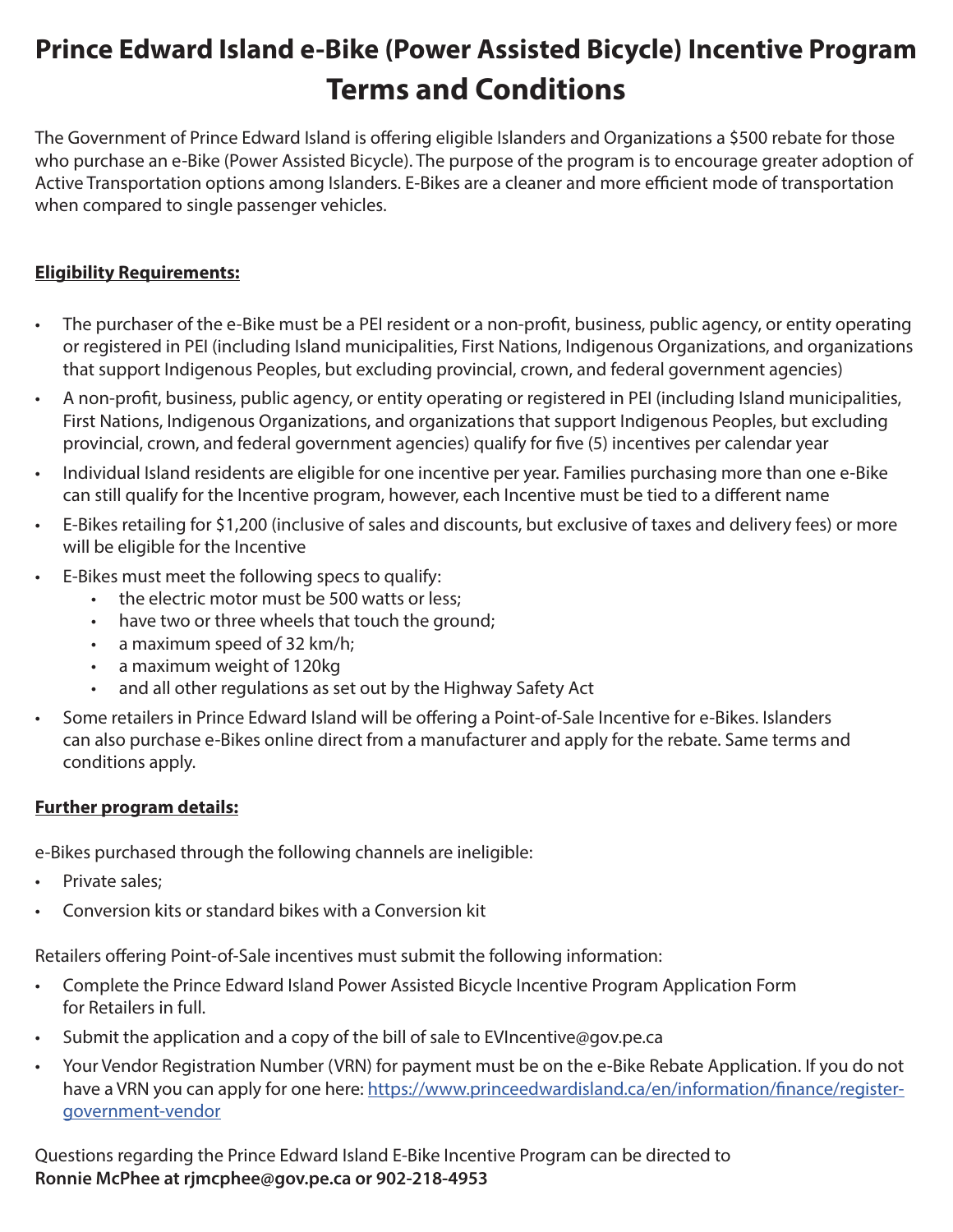# Prince Edward Island e-Bike (Power Assisted Bicycle) Incentive Program Terms and Conditions

The Government of Prince Edward Island is offering eligible Islanders and Organizations a $500 rebate for those who purchase an e-Bike (Power Assisted Bicycle). The purpose of the program is to encourage greater adoption of Active Transportation options among Islanders. E-Bikes are a cleaner and more efficient mode of transportation when compared to single passenger vehicles.

**Eligibility Requirements:**

- The purchaser of the e-Bike must be a PEI resident or a non-profit, business, public agency, or entity operating or registered in PEI (including Island municipalities, First Nations, Indigenous Organizations, and organizations that support Indigenous Peoples, but excluding provincial, crown, and federal government agencies)
- A non-profit, business, public agency, or entity operating or registered in PEI (including Island municipalities, First Nations, Indigenous Organizations, and organizations that support Indigenous Peoples, but excluding provincial, crown, and federal government agencies) qualify for five (5) incentives per calendar year
- Individual Island residents are eligible for one incentive per year. Families purchasing more than one e-Bike can still qualify for the Incentive program, however, each Incentive must be tied to a different name
- E-Bikes retailing for $1,200 (inclusive of sales and discounts, but exclusive of taxes and delivery fees) or more will be eligible for the Incentive
- E-Bikes must meet the following specs to qualify:
  - the electric motor must be 500 watts or less;
  - have two or three wheels that touch the ground;
  - a maximum speed of 32 km/h;
  - a maximum weight of 120kg
  - and all other regulations as set out by the Highway Safety Act
- Some retailers in Prince Edward Island will be offering a Point-of-Sale Incentive for e-Bikes. Islanders can also purchase e-Bikes online direct from a manufacturer and apply for the rebate. Same terms and conditions apply.

**Further program details:**

e-Bikes purchased through the following channels are ineligible:

- Private sales;
- Conversion kits or standard bikes with a Conversion kit

Retailers offering Point-of-Sale incentives must submit the following information:

- Complete the Prince Edward Island Power Assisted Bicycle Incentive Program Application Form for Retailers in full.
- Submit the application and a copy of the bill of sale to EVIncentive@gov.pe.ca
- Your Vendor Registration Number (VRN) for payment must be on the e-Bike Rebate Application. If you do not have a VRN you can apply for one here: https://www.princeedwardisland.ca/en/information/finance/register-government-vendor

Questions regarding the Prince Edward Island E-Bike Incentive Program can be directed to **Ronnie McPhee at rjmcphee@gov.pe.ca or 902-218-4953**